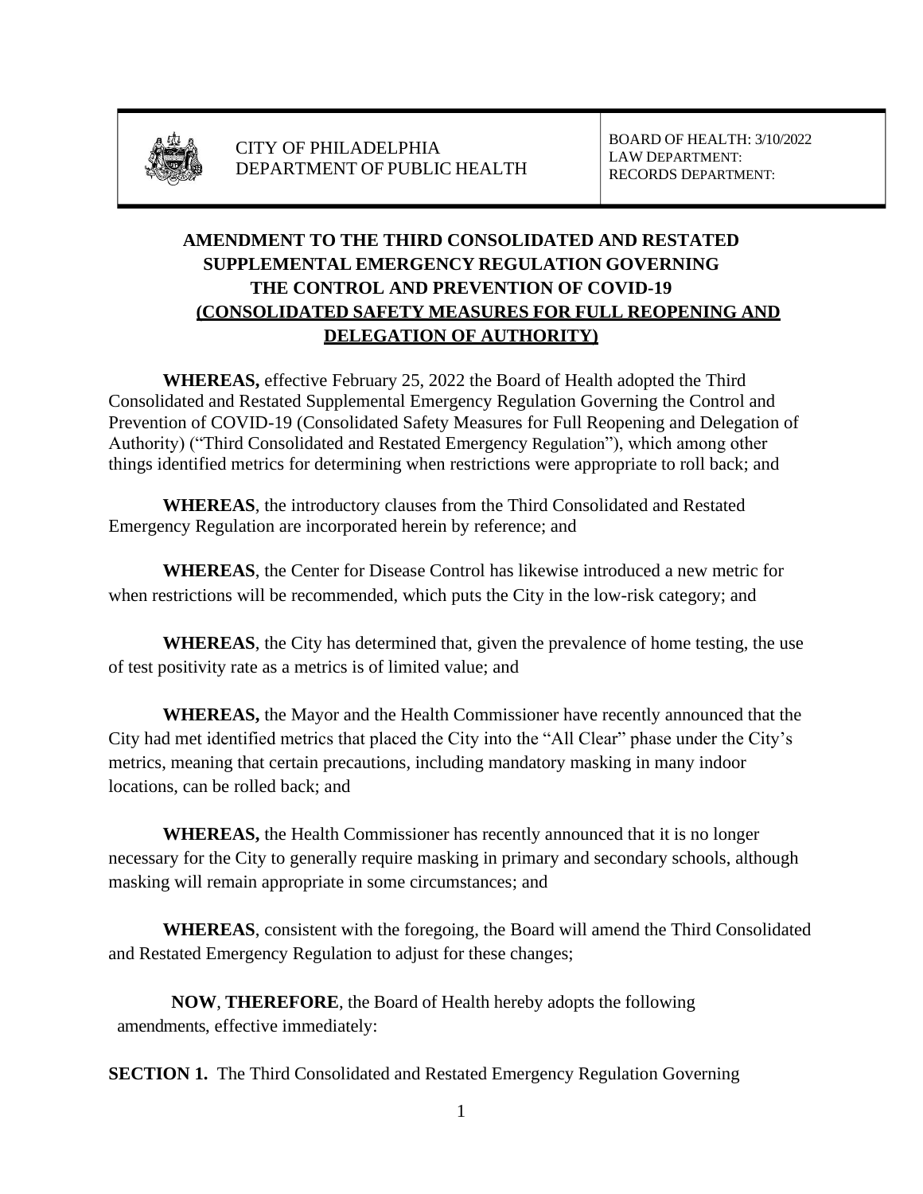| CITY OF PHILADELPHIA<br>DEPARTMENT OF PUBLIC HEALTH | BOARD OF HEALTH: 3/10/2022<br>LAW DEPARTMENT:<br>RECORDS DEPARTMENT: |
|---|---|

# AMENDMENT TO THE THIRD CONSOLIDATED AND RESTATED SUPPLEMENTAL EMERGENCY REGULATION GOVERNING THE CONTROL AND PREVENTION OF COVID-19 (CONSOLIDATED SAFETY MEASURES FOR FULL REOPENING AND DELEGATION OF AUTHORITY)

**WHEREAS,** effective February 25, 2022 the Board of Health adopted the Third Consolidated and Restated Supplemental Emergency Regulation Governing the Control and Prevention of COVID-19 (Consolidated Safety Measures for Full Reopening and Delegation of Authority) ("Third Consolidated and Restated Emergency Regulation"), which among other things identified metrics for determining when restrictions were appropriate to roll back; and

**WHEREAS**, the introductory clauses from the Third Consolidated and Restated Emergency Regulation are incorporated herein by reference; and

**WHEREAS**, the Center for Disease Control has likewise introduced a new metric for when restrictions will be recommended, which puts the City in the low-risk category; and

**WHEREAS**, the City has determined that, given the prevalence of home testing, the use of test positivity rate as a metrics is of limited value; and

**WHEREAS,** the Mayor and the Health Commissioner have recently announced that the City had met identified metrics that placed the City into the "All Clear" phase under the City's metrics, meaning that certain precautions, including mandatory masking in many indoor locations, can be rolled back; and

**WHEREAS,** the Health Commissioner has recently announced that it is no longer necessary for the City to generally require masking in primary and secondary schools, although masking will remain appropriate in some circumstances; and

**WHEREAS**, consistent with the foregoing, the Board will amend the Third Consolidated and Restated Emergency Regulation to adjust for these changes;

**NOW**, **THEREFORE**, the Board of Health hereby adopts the following amendments, effective immediately:

**SECTION 1.** The Third Consolidated and Restated Emergency Regulation Governing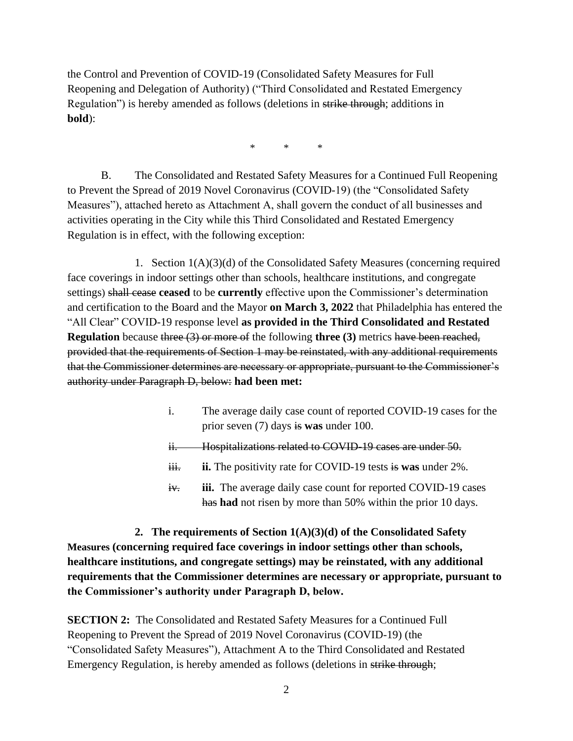the Control and Prevention of COVID-19 (Consolidated Safety Measures for Full Reopening and Delegation of Authority) ("Third Consolidated and Restated Emergency Regulation") is hereby amended as follows (deletions in ~~strike through~~; additions in **bold**):

\*　　\*　　\*

B. The Consolidated and Restated Safety Measures for a Continued Full Reopening to Prevent the Spread of 2019 Novel Coronavirus (COVID-19) (the "Consolidated Safety Measures"), attached hereto as Attachment A, shall govern the conduct of all businesses and activities operating in the City while this Third Consolidated and Restated Emergency Regulation is in effect, with the following exception:

1. Section 1(A)(3)(d) of the Consolidated Safety Measures (concerning required face coverings in indoor settings other than schools, healthcare institutions, and congregate settings) ~~shall cease~~ **ceased** to be **currently** effective upon the Commissioner's determination and certification to the Board and the Mayor **on March 3, 2022** that Philadelphia has entered the "All Clear" COVID-19 response level **as provided in the Third Consolidated and Restated Regulation** because ~~three (3) or more of~~ the following **three (3)** metrics ~~have been reached, provided that the requirements of Section 1 may be reinstated, with any additional requirements that the Commissioner determines are necessary or appropriate, pursuant to the Commissioner's authority under Paragraph D, below:~~ **had been met:**

i. The average daily case count of reported COVID-19 cases for the prior seven (7) days ~~is~~ **was** under 100.

~~ii. Hospitalizations related to COVID-19 cases are under 50.~~

~~iii.~~ **ii.** The positivity rate for COVID-19 tests ~~is~~ **was** under 2%.

~~iv.~~ **iii.** The average daily case count for reported COVID-19 cases ~~has~~ **had** not risen by more than 50% within the prior 10 days.

**2. The requirements of Section 1(A)(3)(d) of the Consolidated Safety Measures (concerning required face coverings in indoor settings other than schools, healthcare institutions, and congregate settings) may be reinstated, with any additional requirements that the Commissioner determines are necessary or appropriate, pursuant to the Commissioner's authority under Paragraph D, below.**

**SECTION 2:** The Consolidated and Restated Safety Measures for a Continued Full Reopening to Prevent the Spread of 2019 Novel Coronavirus (COVID-19) (the "Consolidated Safety Measures"), Attachment A to the Third Consolidated and Restated Emergency Regulation, is hereby amended as follows (deletions in ~~strike through~~;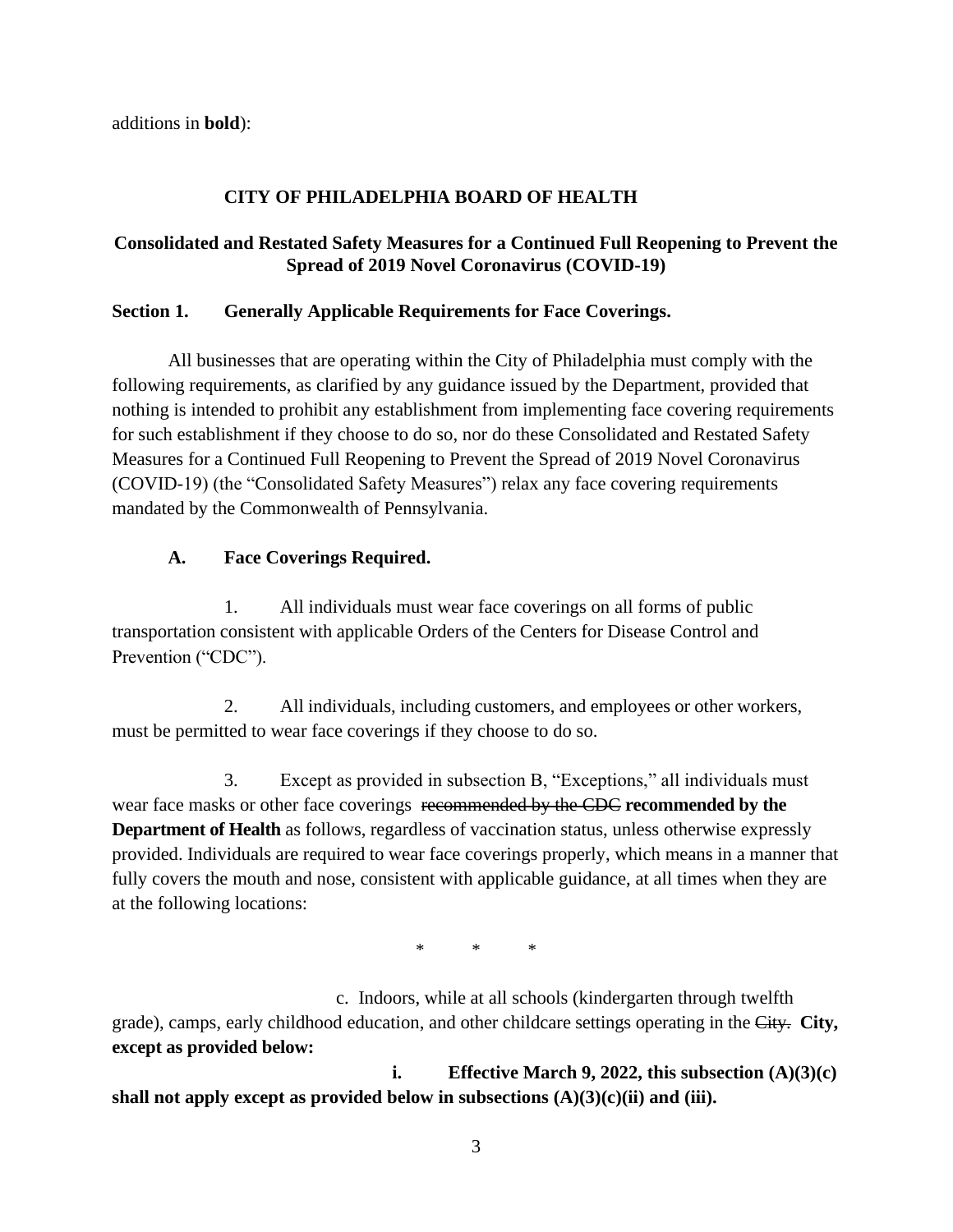additions in **bold**):

## CITY OF PHILADELPHIA BOARD OF HEALTH

### Consolidated and Restated Safety Measures for a Continued Full Reopening to Prevent the Spread of 2019 Novel Coronavirus (COVID-19)

**Section 1. Generally Applicable Requirements for Face Coverings.**

All businesses that are operating within the City of Philadelphia must comply with the following requirements, as clarified by any guidance issued by the Department, provided that nothing is intended to prohibit any establishment from implementing face covering requirements for such establishment if they choose to do so, nor do these Consolidated and Restated Safety Measures for a Continued Full Reopening to Prevent the Spread of 2019 Novel Coronavirus (COVID-19) (the "Consolidated Safety Measures") relax any face covering requirements mandated by the Commonwealth of Pennsylvania.

**A. Face Coverings Required.**

1. All individuals must wear face coverings on all forms of public transportation consistent with applicable Orders of the Centers for Disease Control and Prevention ("CDC").

2. All individuals, including customers, and employees or other workers, must be permitted to wear face coverings if they choose to do so.

3. Except as provided in subsection B, "Exceptions," all individuals must wear face masks or other face coverings ~~recommended by the CDC~~ **recommended by the Department of Health** as follows, regardless of vaccination status, unless otherwise expressly provided. Individuals are required to wear face coverings properly, which means in a manner that fully covers the mouth and nose, consistent with applicable guidance, at all times when they are at the following locations:

\* \* \*

c. Indoors, while at all schools (kindergarten through twelfth grade), camps, early childhood education, and other childcare settings operating in the ~~City.~~ **City, except as provided below:**

**i. Effective March 9, 2022, this subsection (A)(3)(c) shall not apply except as provided below in subsections (A)(3)(c)(ii) and (iii).**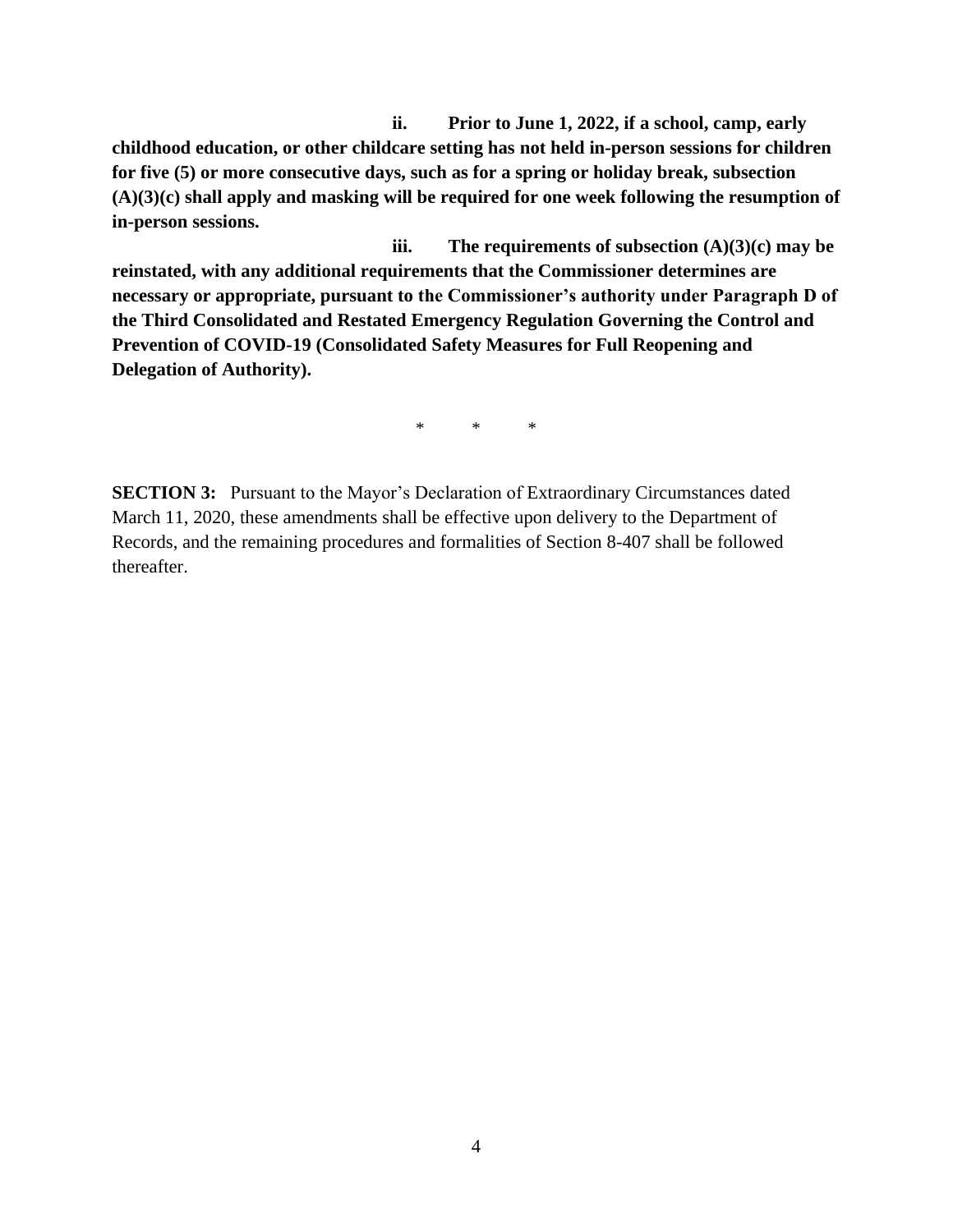**ii. Prior to June 1, 2022, if a school, camp, early childhood education, or other childcare setting has not held in-person sessions for children for five (5) or more consecutive days, such as for a spring or holiday break, subsection (A)(3)(c) shall apply and masking will be required for one week following the resumption of in-person sessions.**

**iii. The requirements of subsection (A)(3)(c) may be reinstated, with any additional requirements that the Commissioner determines are necessary or appropriate, pursuant to the Commissioner's authority under Paragraph D of the Third Consolidated and Restated Emergency Regulation Governing the Control and Prevention of COVID-19 (Consolidated Safety Measures for Full Reopening and Delegation of Authority).**

\*   \*   \*

**SECTION 3:** Pursuant to the Mayor's Declaration of Extraordinary Circumstances dated March 11, 2020, these amendments shall be effective upon delivery to the Department of Records, and the remaining procedures and formalities of Section 8-407 shall be followed thereafter.